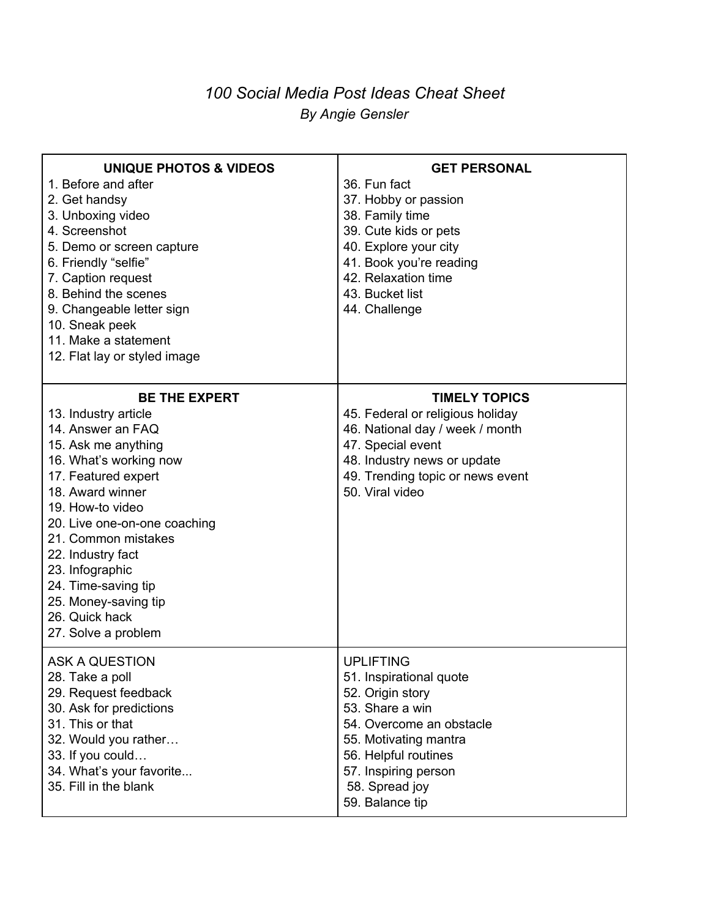# *100 Social Media Post Ideas Cheat Sheet*

*By Angie Gensler*

| **UNIQUE PHOTOS & VIDEOS** | **GET PERSONAL** |
|---|---|
| 1. Before and after<br>2. Get handsy<br>3. Unboxing video<br>4. Screenshot<br>5. Demo or screen capture<br>6. Friendly "selfie"<br>7. Caption request<br>8. Behind the scenes<br>9. Changeable letter sign<br>10. Sneak peek<br>11. Make a statement<br>12. Flat lay or styled image | 36. Fun fact<br>37. Hobby or passion<br>38. Family time<br>39. Cute kids or pets<br>40. Explore your city<br>41. Book you're reading<br>42. Relaxation time<br>43. Bucket list<br>44. Challenge |
| **BE THE EXPERT**<br>13. Industry article<br>14. Answer an FAQ<br>15. Ask me anything<br>16. What's working now<br>17. Featured expert<br>18. Award winner<br>19. How-to video<br>20. Live one-on-one coaching<br>21. Common mistakes<br>22. Industry fact<br>23. Infographic<br>24. Time-saving tip<br>25. Money-saving tip<br>26. Quick hack<br>27. Solve a problem | **TIMELY TOPICS**<br>45. Federal or religious holiday<br>46. National day / week / month<br>47. Special event<br>48. Industry news or update<br>49. Trending topic or news event<br>50. Viral video |
| ASK A QUESTION<br>28. Take a poll<br>29. Request feedback<br>30. Ask for predictions<br>31. This or that<br>32. Would you rather…<br>33. If you could…<br>34. What's your favorite...<br>35. Fill in the blank | UPLIFTING<br>51. Inspirational quote<br>52. Origin story<br>53. Share a win<br>54. Overcome an obstacle<br>55. Motivating mantra<br>56. Helpful routines<br>57. Inspiring person<br>58. Spread joy<br>59. Balance tip |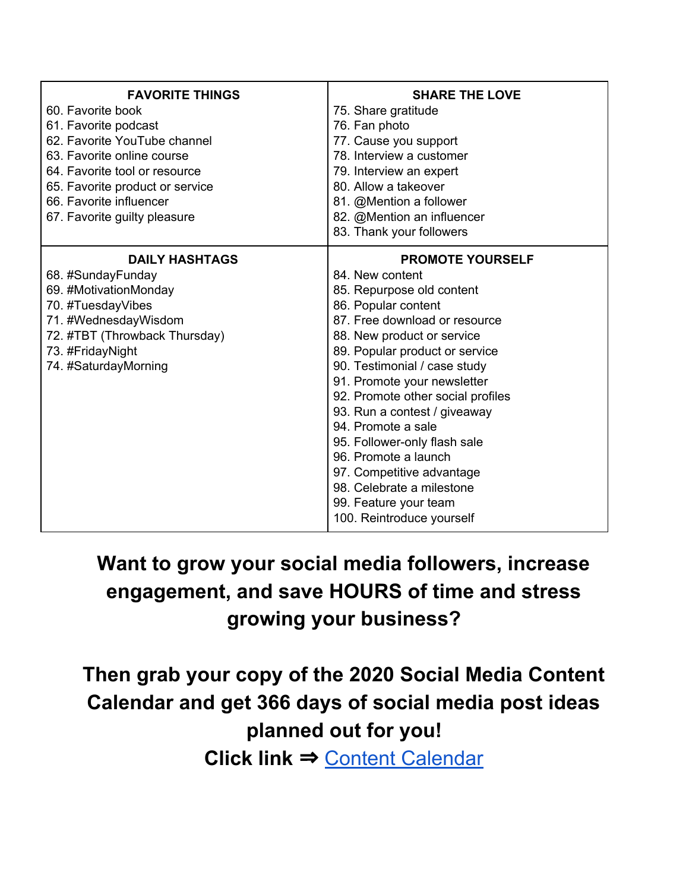| FAVORITE THINGS | SHARE THE LOVE |
|---|---|
| 60. Favorite book<br>61. Favorite podcast<br>62. Favorite YouTube channel<br>63. Favorite online course<br>64. Favorite tool or resource<br>65. Favorite product or service<br>66. Favorite influencer<br>67. Favorite guilty pleasure | 75. Share gratitude<br>76. Fan photo<br>77. Cause you support<br>78. Interview a customer<br>79. Interview an expert<br>80. Allow a takeover<br>81. @Mention a follower<br>82. @Mention an influencer<br>83. Thank your followers |
| **DAILY HASHTAGS** | **PROMOTE YOURSELF** |
| 68. #SundayFunday<br>69. #MotivationMonday<br>70. #TuesdayVibes<br>71. #WednesdayWisdom<br>72. #TBT (Throwback Thursday)<br>73. #FridayNight<br>74. #SaturdayMorning | 84. New content<br>85. Repurpose old content<br>86. Popular content<br>87. Free download or resource<br>88. New product or service<br>89. Popular product or service<br>90. Testimonial / case study<br>91. Promote your newsletter<br>92. Promote other social profiles<br>93. Run a contest / giveaway<br>94. Promote a sale<br>95. Follower-only flash sale<br>96. Promote a launch<br>97. Competitive advantage<br>98. Celebrate a milestone<br>99. Feature your team<br>100. Reintroduce yourself |

**Want to grow your social media followers, increase engagement, and save HOURS of time and stress growing your business?**

**Then grab your copy of the 2020 Social Media Content Calendar and get 366 days of social media post ideas planned out for you!**

**Click link ⇒** [Content Calendar]